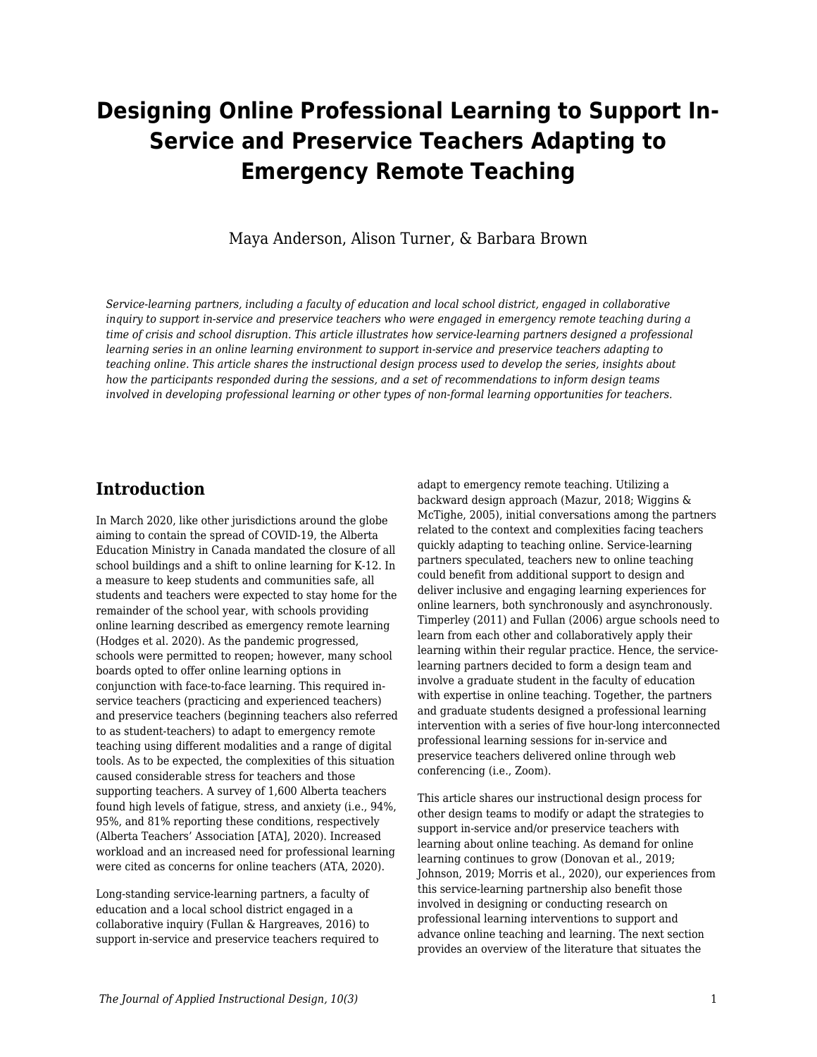# Designing Online Professional Learning to Support In-Service and Preservice Teachers Adapting to Emergency Remote Teaching

Maya Anderson, Alison Turner, & Barbara Brown

*Service-learning partners, including a faculty of education and local school district, engaged in collaborative inquiry to support in-service and preservice teachers who were engaged in emergency remote teaching during a time of crisis and school disruption. This article illustrates how service-learning partners designed a professional learning series in an online learning environment to support in-service and preservice teachers adapting to teaching online. This article shares the instructional design process used to develop the series, insights about how the participants responded during the sessions, and a set of recommendations to inform design teams involved in developing professional learning or other types of non-formal learning opportunities for teachers.*

## Introduction

In March 2020, like other jurisdictions around the globe aiming to contain the spread of COVID-19, the Alberta Education Ministry in Canada mandated the closure of all school buildings and a shift to online learning for K-12. In a measure to keep students and communities safe, all students and teachers were expected to stay home for the remainder of the school year, with schools providing online learning described as emergency remote learning (Hodges et al. 2020). As the pandemic progressed, schools were permitted to reopen; however, many school boards opted to offer online learning options in conjunction with face-to-face learning. This required in-service teachers (practicing and experienced teachers) and preservice teachers (beginning teachers also referred to as student-teachers) to adapt to emergency remote teaching using different modalities and a range of digital tools. As to be expected, the complexities of this situation caused considerable stress for teachers and those supporting teachers. A survey of 1,600 Alberta teachers found high levels of fatigue, stress, and anxiety (i.e., 94%, 95%, and 81% reporting these conditions, respectively (Alberta Teachers' Association [ATA], 2020). Increased workload and an increased need for professional learning were cited as concerns for online teachers (ATA, 2020).

Long-standing service-learning partners, a faculty of education and a local school district engaged in a collaborative inquiry (Fullan & Hargreaves, 2016) to support in-service and preservice teachers required to adapt to emergency remote teaching. Utilizing a backward design approach (Mazur, 2018; Wiggins & McTighe, 2005), initial conversations among the partners related to the context and complexities facing teachers quickly adapting to teaching online. Service-learning partners speculated, teachers new to online teaching could benefit from additional support to design and deliver inclusive and engaging learning experiences for online learners, both synchronously and asynchronously. Timperley (2011) and Fullan (2006) argue schools need to learn from each other and collaboratively apply their learning within their regular practice. Hence, the service-learning partners decided to form a design team and involve a graduate student in the faculty of education with expertise in online teaching. Together, the partners and graduate students designed a professional learning intervention with a series of five hour-long interconnected professional learning sessions for in-service and preservice teachers delivered online through web conferencing (i.e., Zoom).

This article shares our instructional design process for other design teams to modify or adapt the strategies to support in-service and/or preservice teachers with learning about online teaching. As demand for online learning continues to grow (Donovan et al., 2019; Johnson, 2019; Morris et al., 2020), our experiences from this service-learning partnership also benefit those involved in designing or conducting research on professional learning interventions to support and advance online teaching and learning. The next section provides an overview of the literature that situates the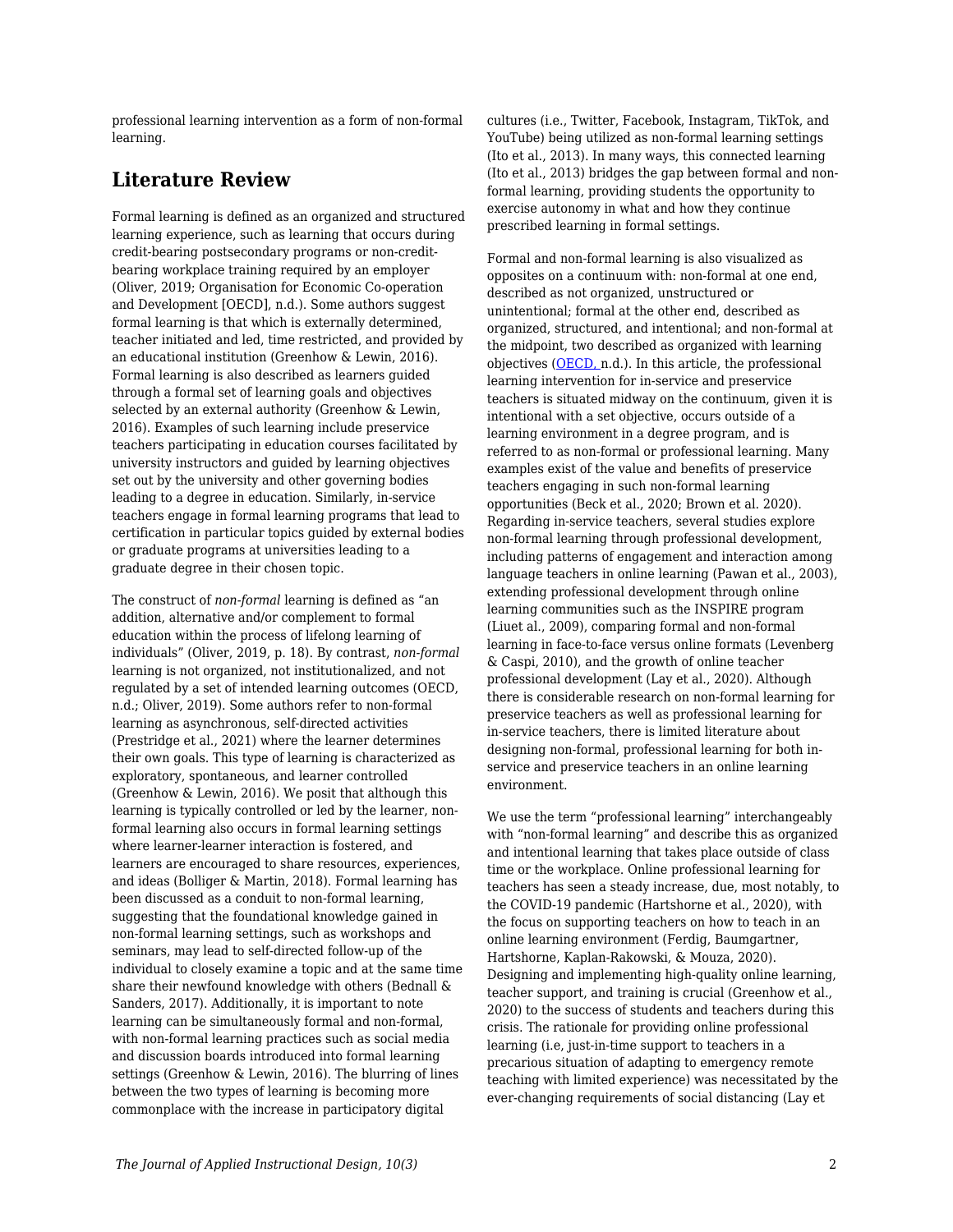professional learning intervention as a form of non-formal learning.

## Literature Review

Formal learning is defined as an organized and structured learning experience, such as learning that occurs during credit-bearing postsecondary programs or non-credit-bearing workplace training required by an employer (Oliver, 2019; Organisation for Economic Co-operation and Development [OECD], n.d.). Some authors suggest formal learning is that which is externally determined, teacher initiated and led, time restricted, and provided by an educational institution (Greenhow & Lewin, 2016). Formal learning is also described as learners guided through a formal set of learning goals and objectives selected by an external authority (Greenhow & Lewin, 2016). Examples of such learning include preservice teachers participating in education courses facilitated by university instructors and guided by learning objectives set out by the university and other governing bodies leading to a degree in education. Similarly, in-service teachers engage in formal learning programs that lead to certification in particular topics guided by external bodies or graduate programs at universities leading to a graduate degree in their chosen topic.

The construct of *non-formal* learning is defined as "an addition, alternative and/or complement to formal education within the process of lifelong learning of individuals" (Oliver, 2019, p. 18). By contrast, *non-formal* learning is not organized, not institutionalized, and not regulated by a set of intended learning outcomes (OECD, n.d.; Oliver, 2019). Some authors refer to non-formal learning as asynchronous, self-directed activities (Prestridge et al., 2021) where the learner determines their own goals. This type of learning is characterized as exploratory, spontaneous, and learner controlled (Greenhow & Lewin, 2016). We posit that although this learning is typically controlled or led by the learner, non-formal learning also occurs in formal learning settings where learner-learner interaction is fostered, and learners are encouraged to share resources, experiences, and ideas (Bolliger & Martin, 2018). Formal learning has been discussed as a conduit to non-formal learning, suggesting that the foundational knowledge gained in non-formal learning settings, such as workshops and seminars, may lead to self-directed follow-up of the individual to closely examine a topic and at the same time share their newfound knowledge with others (Bednall & Sanders, 2017). Additionally, it is important to note learning can be simultaneously formal and non-formal, with non-formal learning practices such as social media and discussion boards introduced into formal learning settings (Greenhow & Lewin, 2016). The blurring of lines between the two types of learning is becoming more commonplace with the increase in participatory digital cultures (i.e., Twitter, Facebook, Instagram, TikTok, and YouTube) being utilized as non-formal learning settings (Ito et al., 2013). In many ways, this connected learning (Ito et al., 2013) bridges the gap between formal and non-formal learning, providing students the opportunity to exercise autonomy in what and how they continue prescribed learning in formal settings.

Formal and non-formal learning is also visualized as opposites on a continuum with: non-formal at one end, described as not organized, unstructured or unintentional; formal at the other end, described as organized, structured, and intentional; and non-formal at the midpoint, two described as organized with learning objectives (OECD, n.d.). In this article, the professional learning intervention for in-service and preservice teachers is situated midway on the continuum, given it is intentional with a set objective, occurs outside of a learning environment in a degree program, and is referred to as non-formal or professional learning. Many examples exist of the value and benefits of preservice teachers engaging in such non-formal learning opportunities (Beck et al., 2020; Brown et al. 2020). Regarding in-service teachers, several studies explore non-formal learning through professional development, including patterns of engagement and interaction among language teachers in online learning (Pawan et al., 2003), extending professional development through online learning communities such as the INSPIRE program (Liuet al., 2009), comparing formal and non-formal learning in face-to-face versus online formats (Levenberg & Caspi, 2010), and the growth of online teacher professional development (Lay et al., 2020). Although there is considerable research on non-formal learning for preservice teachers as well as professional learning for in-service teachers, there is limited literature about designing non-formal, professional learning for both in-service and preservice teachers in an online learning environment.

We use the term "professional learning" interchangeably with "non-formal learning" and describe this as organized and intentional learning that takes place outside of class time or the workplace. Online professional learning for teachers has seen a steady increase, due, most notably, to the COVID-19 pandemic (Hartshorne et al., 2020), with the focus on supporting teachers on how to teach in an online learning environment (Ferdig, Baumgartner, Hartshorne, Kaplan-Rakowski, & Mouza, 2020). Designing and implementing high-quality online learning, teacher support, and training is crucial (Greenhow et al., 2020) to the success of students and teachers during this crisis. The rationale for providing online professional learning (i.e, just-in-time support to teachers in a precarious situation of adapting to emergency remote teaching with limited experience) was necessitated by the ever-changing requirements of social distancing (Lay et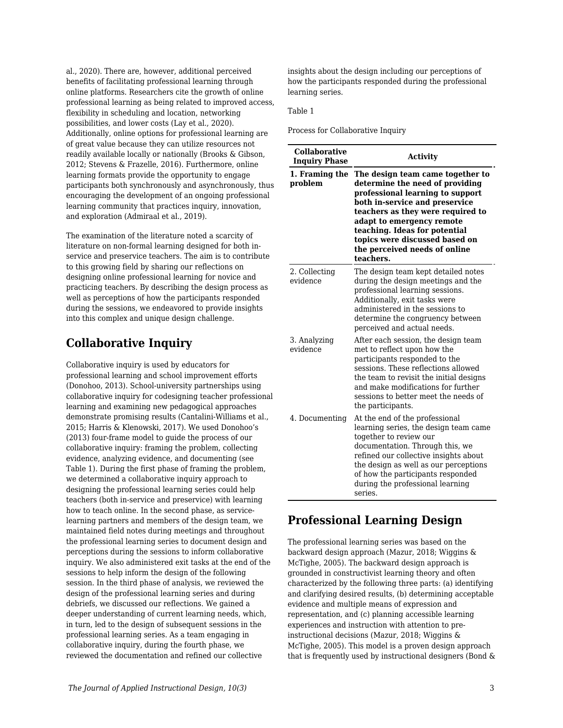al., 2020). There are, however, additional perceived benefits of facilitating professional learning through online platforms. Researchers cite the growth of online professional learning as being related to improved access, flexibility in scheduling and location, networking possibilities, and lower costs (Lay et al., 2020). Additionally, online options for professional learning are of great value because they can utilize resources not readily available locally or nationally (Brooks & Gibson, 2012; Stevens & Frazelle, 2016). Furthermore, online learning formats provide the opportunity to engage participants both synchronously and asynchronously, thus encouraging the development of an ongoing professional learning community that practices inquiry, innovation, and exploration (Admiraal et al., 2019).

The examination of the literature noted a scarcity of literature on non-formal learning designed for both in-service and preservice teachers. The aim is to contribute to this growing field by sharing our reflections on designing online professional learning for novice and practicing teachers. By describing the design process as well as perceptions of how the participants responded during the sessions, we endeavored to provide insights into this complex and unique design challenge.

## Collaborative Inquiry

Collaborative inquiry is used by educators for professional learning and school improvement efforts (Donohoo, 2013). School-university partnerships using collaborative inquiry for codesigning teacher professional learning and examining new pedagogical approaches demonstrate promising results (Cantalini-Williams et al., 2015; Harris & Klenowski, 2017). We used Donohoo's (2013) four-frame model to guide the process of our collaborative inquiry: framing the problem, collecting evidence, analyzing evidence, and documenting (see Table 1). During the first phase of framing the problem, we determined a collaborative inquiry approach to designing the professional learning series could help teachers (both in-service and preservice) with learning how to teach online. In the second phase, as service-learning partners and members of the design team, we maintained field notes during meetings and throughout the professional learning series to document design and perceptions during the sessions to inform collaborative inquiry. We also administered exit tasks at the end of the sessions to help inform the design of the following session. In the third phase of analysis, we reviewed the design of the professional learning series and during debriefs, we discussed our reflections. We gained a deeper understanding of current learning needs, which, in turn, led to the design of subsequent sessions in the professional learning series. As a team engaging in collaborative inquiry, during the fourth phase, we reviewed the documentation and refined our collective insights about the design including our perceptions of how the participants responded during the professional learning series.

Table 1

Process for Collaborative Inquiry

| Collaborative Inquiry Phase | Activity |
|---|---|
| **1. Framing the problem** | **The design team came together to determine the need of providing professional learning to support both in-service and preservice teachers as they were required to adapt to emergency remote teaching. Ideas for potential topics were discussed based on the perceived needs of online teachers.** |
| 2. Collecting evidence | The design team kept detailed notes during the design meetings and the professional learning sessions. Additionally, exit tasks were administered in the sessions to determine the congruency between perceived and actual needs. |
| 3. Analyzing evidence | After each session, the design team met to reflect upon how the participants responded to the sessions. These reflections allowed the team to revisit the initial designs and make modifications for further sessions to better meet the needs of the participants. |
| 4. Documenting | At the end of the professional learning series, the design team came together to review our documentation. Through this, we refined our collective insights about the design as well as our perceptions of how the participants responded during the professional learning series. |

## Professional Learning Design

The professional learning series was based on the backward design approach (Mazur, 2018; Wiggins & McTighe, 2005). The backward design approach is grounded in constructivist learning theory and often characterized by the following three parts: (a) identifying and clarifying desired results, (b) determining acceptable evidence and multiple means of expression and representation, and (c) planning accessible learning experiences and instruction with attention to pre-instructional decisions (Mazur, 2018; Wiggins & McTighe, 2005). This model is a proven design approach that is frequently used by instructional designers (Bond &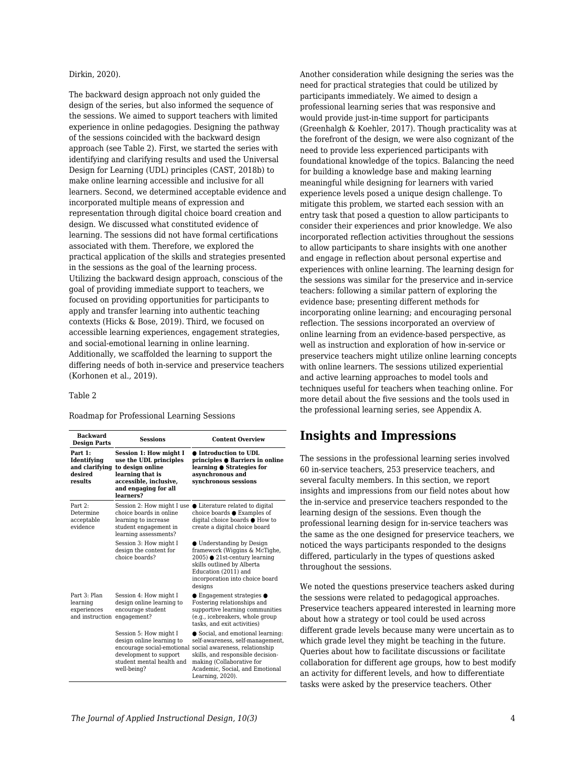Dirkin, 2020).

The backward design approach not only guided the design of the series, but also informed the sequence of the sessions. We aimed to support teachers with limited experience in online pedagogies. Designing the pathway of the sessions coincided with the backward design approach (see Table 2). First, we started the series with identifying and clarifying results and used the Universal Design for Learning (UDL) principles (CAST, 2018b) to make online learning accessible and inclusive for all learners. Second, we determined acceptable evidence and incorporated multiple means of expression and representation through digital choice board creation and design. We discussed what constituted evidence of learning. The sessions did not have formal certifications associated with them. Therefore, we explored the practical application of the skills and strategies presented in the sessions as the goal of the learning process. Utilizing the backward design approach, conscious of the goal of providing immediate support to teachers, we focused on providing opportunities for participants to apply and transfer learning into authentic teaching contexts (Hicks & Bose, 2019). Third, we focused on accessible learning experiences, engagement strategies, and social-emotional learning in online learning. Additionally, we scaffolded the learning to support the differing needs of both in-service and preservice teachers (Korhonen et al., 2019).

Table 2

Roadmap for Professional Learning Sessions

| Backward Design Parts | Sessions | Content Overview |
|---|---|---|
| **Part 1: Identifying and clarifying desired results** | **Session 1: How might I use the UDL principles to design online learning that is accessible, inclusive, and engaging for all learners?** | **● Introduction to UDL principles ● Barriers in online learning ● Strategies for asynchronous and synchronous sessions** |
| Part 2: Determine acceptable evidence | Session 2: How might I use choice boards in online learning to increase student engagement in learning assessments? | ● Literature related to digital choice boards ● Examples of digital choice boards ● How to create a digital choice board |
| | Session 3: How might I design the content for choice boards? | ● Understanding by Design framework (Wiggins & McTighe, 2005) ● 21st-century learning skills outlined by Alberta Education (2011) and incorporation into choice board designs |
| Part 3: Plan learning experiences and instruction | Session 4: How might I design online learning to encourage student engagement? | ● Engagement strategies ● Fostering relationships and supportive learning communities (e.g., icebreakers, whole group tasks, and exit activities) |
| | Session 5: How might I design online learning to encourage social-emotional development to support student mental health and well-being? | ● Social, and emotional learning: self-awareness, self-management, social awareness, relationship skills, and responsible decision-making (Collaborative for Academic, Social, and Emotional Learning, 2020). |

Another consideration while designing the series was the need for practical strategies that could be utilized by participants immediately. We aimed to design a professional learning series that was responsive and would provide just-in-time support for participants (Greenhalgh & Koehler, 2017). Though practicality was at the forefront of the design, we were also cognizant of the need to provide less experienced participants with foundational knowledge of the topics. Balancing the need for building a knowledge base and making learning meaningful while designing for learners with varied experience levels posed a unique design challenge. To mitigate this problem, we started each session with an entry task that posed a question to allow participants to consider their experiences and prior knowledge. We also incorporated reflection activities throughout the sessions to allow participants to share insights with one another and engage in reflection about personal expertise and experiences with online learning. The learning design for the sessions was similar for the preservice and in-service teachers: following a similar pattern of exploring the evidence base; presenting different methods for incorporating online learning; and encouraging personal reflection. The sessions incorporated an overview of online learning from an evidence-based perspective, as well as instruction and exploration of how in-service or preservice teachers might utilize online learning concepts with online learners. The sessions utilized experiential and active learning approaches to model tools and techniques useful for teachers when teaching online. For more detail about the five sessions and the tools used in the professional learning series, see Appendix A.

## Insights and Impressions

The sessions in the professional learning series involved 60 in-service teachers, 253 preservice teachers, and several faculty members. In this section, we report insights and impressions from our field notes about how the in-service and preservice teachers responded to the learning design of the sessions. Even though the professional learning design for in-service teachers was the same as the one designed for preservice teachers, we noticed the ways participants responded to the designs differed, particularly in the types of questions asked throughout the sessions.

We noted the questions preservice teachers asked during the sessions were related to pedagogical approaches. Preservice teachers appeared interested in learning more about how a strategy or tool could be used across different grade levels because many were uncertain as to which grade level they might be teaching in the future. Queries about how to facilitate discussions or facilitate collaboration for different age groups, how to best modify an activity for different levels, and how to differentiate tasks were asked by the preservice teachers. Other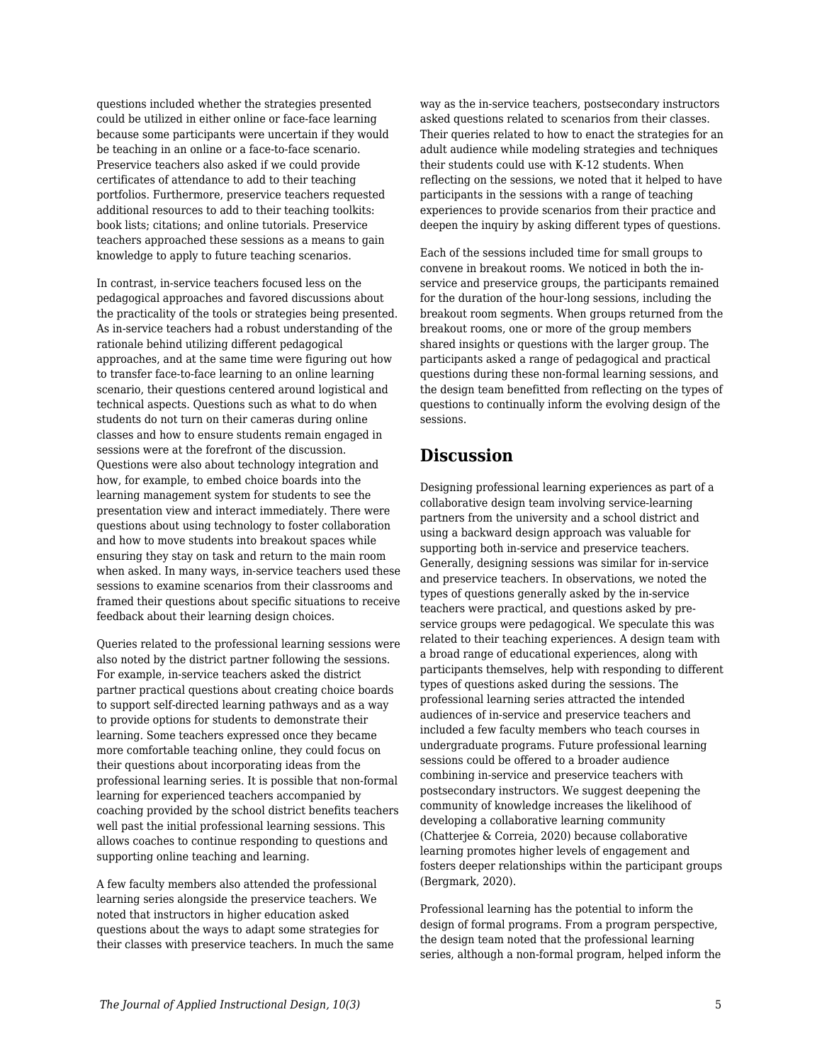questions included whether the strategies presented could be utilized in either online or face-face learning because some participants were uncertain if they would be teaching in an online or a face-to-face scenario. Preservice teachers also asked if we could provide certificates of attendance to add to their teaching portfolios. Furthermore, preservice teachers requested additional resources to add to their teaching toolkits: book lists; citations; and online tutorials. Preservice teachers approached these sessions as a means to gain knowledge to apply to future teaching scenarios.

In contrast, in-service teachers focused less on the pedagogical approaches and favored discussions about the practicality of the tools or strategies being presented. As in-service teachers had a robust understanding of the rationale behind utilizing different pedagogical approaches, and at the same time were figuring out how to transfer face-to-face learning to an online learning scenario, their questions centered around logistical and technical aspects. Questions such as what to do when students do not turn on their cameras during online classes and how to ensure students remain engaged in sessions were at the forefront of the discussion. Questions were also about technology integration and how, for example, to embed choice boards into the learning management system for students to see the presentation view and interact immediately. There were questions about using technology to foster collaboration and how to move students into breakout spaces while ensuring they stay on task and return to the main room when asked. In many ways, in-service teachers used these sessions to examine scenarios from their classrooms and framed their questions about specific situations to receive feedback about their learning design choices.

Queries related to the professional learning sessions were also noted by the district partner following the sessions. For example, in-service teachers asked the district partner practical questions about creating choice boards to support self-directed learning pathways and as a way to provide options for students to demonstrate their learning. Some teachers expressed once they became more comfortable teaching online, they could focus on their questions about incorporating ideas from the professional learning series. It is possible that non-formal learning for experienced teachers accompanied by coaching provided by the school district benefits teachers well past the initial professional learning sessions. This allows coaches to continue responding to questions and supporting online teaching and learning.

A few faculty members also attended the professional learning series alongside the preservice teachers. We noted that instructors in higher education asked questions about the ways to adapt some strategies for their classes with preservice teachers. In much the same way as the in-service teachers, postsecondary instructors asked questions related to scenarios from their classes. Their queries related to how to enact the strategies for an adult audience while modeling strategies and techniques their students could use with K-12 students. When reflecting on the sessions, we noted that it helped to have participants in the sessions with a range of teaching experiences to provide scenarios from their practice and deepen the inquiry by asking different types of questions.

Each of the sessions included time for small groups to convene in breakout rooms. We noticed in both the in-service and preservice groups, the participants remained for the duration of the hour-long sessions, including the breakout room segments. When groups returned from the breakout rooms, one or more of the group members shared insights or questions with the larger group. The participants asked a range of pedagogical and practical questions during these non-formal learning sessions, and the design team benefitted from reflecting on the types of questions to continually inform the evolving design of the sessions.

## Discussion

Designing professional learning experiences as part of a collaborative design team involving service-learning partners from the university and a school district and using a backward design approach was valuable for supporting both in-service and preservice teachers. Generally, designing sessions was similar for in-service and preservice teachers. In observations, we noted the types of questions generally asked by the in-service teachers were practical, and questions asked by pre-service groups were pedagogical. We speculate this was related to their teaching experiences. A design team with a broad range of educational experiences, along with participants themselves, help with responding to different types of questions asked during the sessions. The professional learning series attracted the intended audiences of in-service and preservice teachers and included a few faculty members who teach courses in undergraduate programs. Future professional learning sessions could be offered to a broader audience combining in-service and preservice teachers with postsecondary instructors. We suggest deepening the community of knowledge increases the likelihood of developing a collaborative learning community (Chatterjee & Correia, 2020) because collaborative learning promotes higher levels of engagement and fosters deeper relationships within the participant groups (Bergmark, 2020).

Professional learning has the potential to inform the design of formal programs. From a program perspective, the design team noted that the professional learning series, although a non-formal program, helped inform the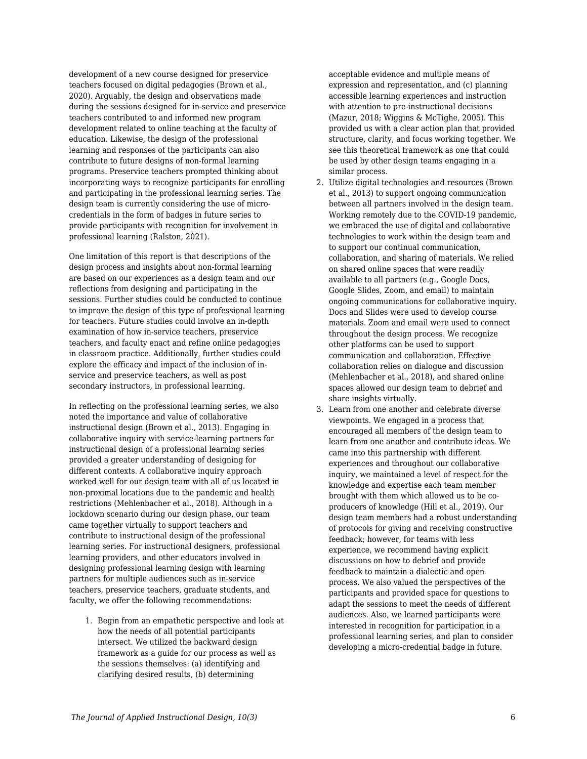development of a new course designed for preservice teachers focused on digital pedagogies (Brown et al., 2020). Arguably, the design and observations made during the sessions designed for in-service and preservice teachers contributed to and informed new program development related to online teaching at the faculty of education. Likewise, the design of the professional learning and responses of the participants can also contribute to future designs of non-formal learning programs. Preservice teachers prompted thinking about incorporating ways to recognize participants for enrolling and participating in the professional learning series. The design team is currently considering the use of micro-credentials in the form of badges in future series to provide participants with recognition for involvement in professional learning (Ralston, 2021).

One limitation of this report is that descriptions of the design process and insights about non-formal learning are based on our experiences as a design team and our reflections from designing and participating in the sessions. Further studies could be conducted to continue to improve the design of this type of professional learning for teachers. Future studies could involve an in-depth examination of how in-service teachers, preservice teachers, and faculty enact and refine online pedagogies in classroom practice. Additionally, further studies could explore the efficacy and impact of the inclusion of in-service and preservice teachers, as well as post secondary instructors, in professional learning.

In reflecting on the professional learning series, we also noted the importance and value of collaborative instructional design (Brown et al., 2013). Engaging in collaborative inquiry with service-learning partners for instructional design of a professional learning series provided a greater understanding of designing for different contexts. A collaborative inquiry approach worked well for our design team with all of us located in non-proximal locations due to the pandemic and health restrictions (Mehlenbacher et al., 2018). Although in a lockdown scenario during our design phase, our team came together virtually to support teachers and contribute to instructional design of the professional learning series. For instructional designers, professional learning providers, and other educators involved in designing professional learning design with learning partners for multiple audiences such as in-service teachers, preservice teachers, graduate students, and faculty, we offer the following recommendations:

1. Begin from an empathetic perspective and look at how the needs of all potential participants intersect. We utilized the backward design framework as a guide for our process as well as the sessions themselves: (a) identifying and clarifying desired results, (b) determining acceptable evidence and multiple means of expression and representation, and (c) planning accessible learning experiences and instruction with attention to pre-instructional decisions (Mazur, 2018; Wiggins & McTighe, 2005). This provided us with a clear action plan that provided structure, clarity, and focus working together. We see this theoretical framework as one that could be used by other design teams engaging in a similar process.
2. Utilize digital technologies and resources (Brown et al., 2013) to support ongoing communication between all partners involved in the design team. Working remotely due to the COVID-19 pandemic, we embraced the use of digital and collaborative technologies to work within the design team and to support our continual communication, collaboration, and sharing of materials. We relied on shared online spaces that were readily available to all partners (e.g., Google Docs, Google Slides, Zoom, and email) to maintain ongoing communications for collaborative inquiry. Docs and Slides were used to develop course materials. Zoom and email were used to connect throughout the design process. We recognize other platforms can be used to support communication and collaboration. Effective collaboration relies on dialogue and discussion (Mehlenbacher et al., 2018), and shared online spaces allowed our design team to debrief and share insights virtually.
3. Learn from one another and celebrate diverse viewpoints. We engaged in a process that encouraged all members of the design team to learn from one another and contribute ideas. We came into this partnership with different experiences and throughout our collaborative inquiry, we maintained a level of respect for the knowledge and expertise each team member brought with them which allowed us to be co-producers of knowledge (Hill et al., 2019). Our design team members had a robust understanding of protocols for giving and receiving constructive feedback; however, for teams with less experience, we recommend having explicit discussions on how to debrief and provide feedback to maintain a dialectic and open process. We also valued the perspectives of the participants and provided space for questions to adapt the sessions to meet the needs of different audiences. Also, we learned participants were interested in recognition for participation in a professional learning series, and plan to consider developing a micro-credential badge in future.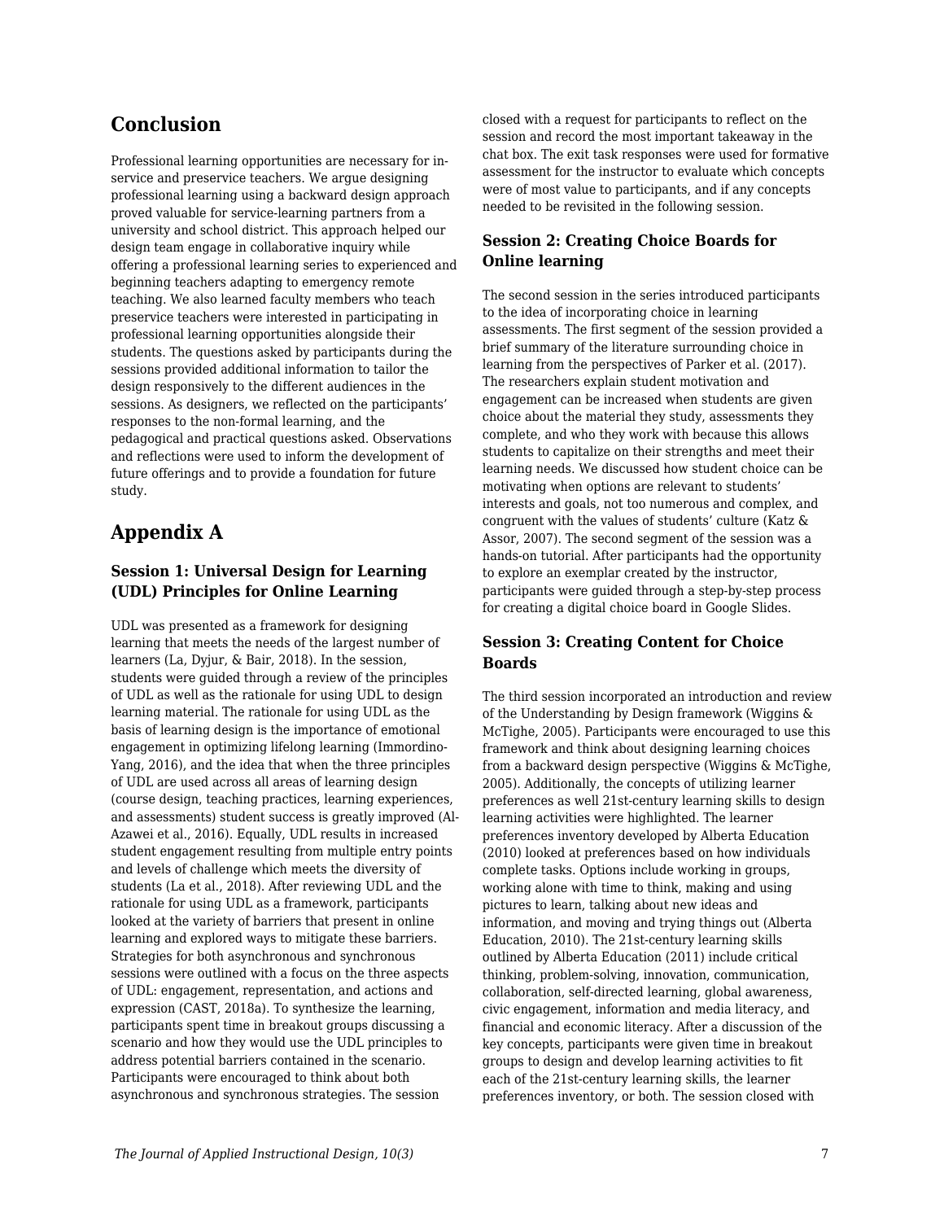## Conclusion

Professional learning opportunities are necessary for in-service and preservice teachers. We argue designing professional learning using a backward design approach proved valuable for service-learning partners from a university and school district. This approach helped our design team engage in collaborative inquiry while offering a professional learning series to experienced and beginning teachers adapting to emergency remote teaching. We also learned faculty members who teach preservice teachers were interested in participating in professional learning opportunities alongside their students. The questions asked by participants during the sessions provided additional information to tailor the design responsively to the different audiences in the sessions. As designers, we reflected on the participants' responses to the non-formal learning, and the pedagogical and practical questions asked. Observations and reflections were used to inform the development of future offerings and to provide a foundation for future study.

## Appendix A

### Session 1: Universal Design for Learning (UDL) Principles for Online Learning

UDL was presented as a framework for designing learning that meets the needs of the largest number of learners (La, Dyjur, & Bair, 2018). In the session, students were guided through a review of the principles of UDL as well as the rationale for using UDL to design learning material. The rationale for using UDL as the basis of learning design is the importance of emotional engagement in optimizing lifelong learning (Immordino-Yang, 2016), and the idea that when the three principles of UDL are used across all areas of learning design (course design, teaching practices, learning experiences, and assessments) student success is greatly improved (Al-Azawei et al., 2016). Equally, UDL results in increased student engagement resulting from multiple entry points and levels of challenge which meets the diversity of students (La et al., 2018). After reviewing UDL and the rationale for using UDL as a framework, participants looked at the variety of barriers that present in online learning and explored ways to mitigate these barriers. Strategies for both asynchronous and synchronous sessions were outlined with a focus on the three aspects of UDL: engagement, representation, and actions and expression (CAST, 2018a). To synthesize the learning, participants spent time in breakout groups discussing a scenario and how they would use the UDL principles to address potential barriers contained in the scenario. Participants were encouraged to think about both asynchronous and synchronous strategies. The session closed with a request for participants to reflect on the session and record the most important takeaway in the chat box. The exit task responses were used for formative assessment for the instructor to evaluate which concepts were of most value to participants, and if any concepts needed to be revisited in the following session.

### Session 2: Creating Choice Boards for Online learning

The second session in the series introduced participants to the idea of incorporating choice in learning assessments. The first segment of the session provided a brief summary of the literature surrounding choice in learning from the perspectives of Parker et al. (2017). The researchers explain student motivation and engagement can be increased when students are given choice about the material they study, assessments they complete, and who they work with because this allows students to capitalize on their strengths and meet their learning needs. We discussed how student choice can be motivating when options are relevant to students' interests and goals, not too numerous and complex, and congruent with the values of students' culture (Katz & Assor, 2007). The second segment of the session was a hands-on tutorial. After participants had the opportunity to explore an exemplar created by the instructor, participants were guided through a step-by-step process for creating a digital choice board in Google Slides.

### Session 3: Creating Content for Choice Boards

The third session incorporated an introduction and review of the Understanding by Design framework (Wiggins & McTighe, 2005). Participants were encouraged to use this framework and think about designing learning choices from a backward design perspective (Wiggins & McTighe, 2005). Additionally, the concepts of utilizing learner preferences as well 21st-century learning skills to design learning activities were highlighted. The learner preferences inventory developed by Alberta Education (2010) looked at preferences based on how individuals complete tasks. Options include working in groups, working alone with time to think, making and using pictures to learn, talking about new ideas and information, and moving and trying things out (Alberta Education, 2010). The 21st-century learning skills outlined by Alberta Education (2011) include critical thinking, problem-solving, innovation, communication, collaboration, self-directed learning, global awareness, civic engagement, information and media literacy, and financial and economic literacy. After a discussion of the key concepts, participants were given time in breakout groups to design and develop learning activities to fit each of the 21st-century learning skills, the learner preferences inventory, or both. The session closed with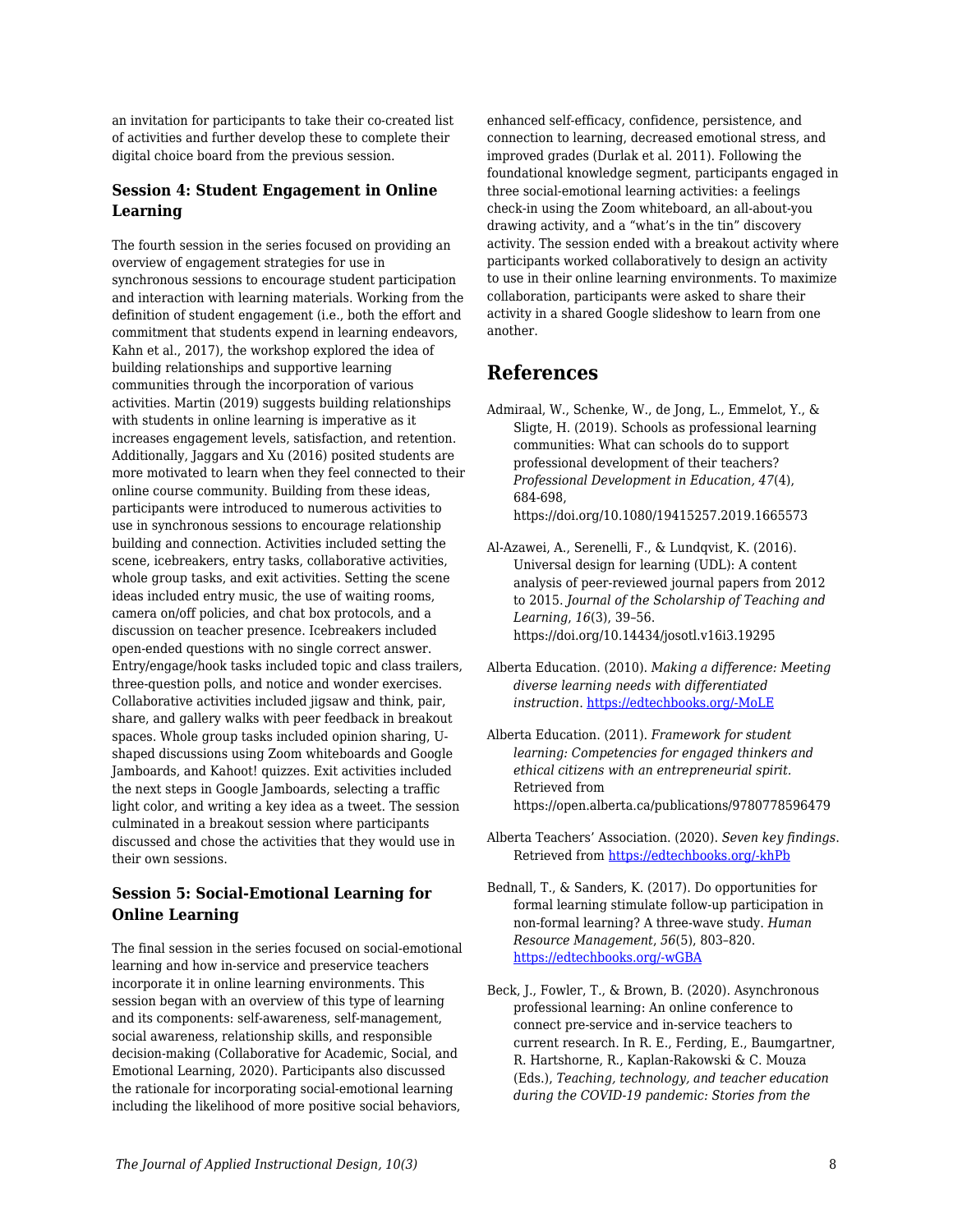an invitation for participants to take their co-created list of activities and further develop these to complete their digital choice board from the previous session.

### Session 4: Student Engagement in Online Learning

The fourth session in the series focused on providing an overview of engagement strategies for use in synchronous sessions to encourage student participation and interaction with learning materials. Working from the definition of student engagement (i.e., both the effort and commitment that students expend in learning endeavors, Kahn et al., 2017), the workshop explored the idea of building relationships and supportive learning communities through the incorporation of various activities. Martin (2019) suggests building relationships with students in online learning is imperative as it increases engagement levels, satisfaction, and retention. Additionally, Jaggars and Xu (2016) posited students are more motivated to learn when they feel connected to their online course community. Building from these ideas, participants were introduced to numerous activities to use in synchronous sessions to encourage relationship building and connection. Activities included setting the scene, icebreakers, entry tasks, collaborative activities, whole group tasks, and exit activities. Setting the scene ideas included entry music, the use of waiting rooms, camera on/off policies, and chat box protocols, and a discussion on teacher presence. Icebreakers included open-ended questions with no single correct answer. Entry/engage/hook tasks included topic and class trailers, three-question polls, and notice and wonder exercises. Collaborative activities included jigsaw and think, pair, share, and gallery walks with peer feedback in breakout spaces. Whole group tasks included opinion sharing, U-shaped discussions using Zoom whiteboards and Google Jamboards, and Kahoot! quizzes. Exit activities included the next steps in Google Jamboards, selecting a traffic light color, and writing a key idea as a tweet. The session culminated in a breakout session where participants discussed and chose the activities that they would use in their own sessions.

### Session 5: Social-Emotional Learning for Online Learning

The final session in the series focused on social-emotional learning and how in-service and preservice teachers incorporate it in online learning environments. This session began with an overview of this type of learning and its components: self-awareness, self-management, social awareness, relationship skills, and responsible decision-making (Collaborative for Academic, Social, and Emotional Learning, 2020). Participants also discussed the rationale for incorporating social-emotional learning including the likelihood of more positive social behaviors, enhanced self-efficacy, confidence, persistence, and connection to learning, decreased emotional stress, and improved grades (Durlak et al. 2011). Following the foundational knowledge segment, participants engaged in three social-emotional learning activities: a feelings check-in using the Zoom whiteboard, an all-about-you drawing activity, and a "what's in the tin" discovery activity. The session ended with a breakout activity where participants worked collaboratively to design an activity to use in their online learning environments. To maximize collaboration, participants were asked to share their activity in a shared Google slideshow to learn from one another.

## References

Admiraal, W., Schenke, W., de Jong, L., Emmelot, Y., & Sligte, H. (2019). Schools as professional learning communities: What can schools do to support professional development of their teachers? *Professional Development in Education, 47*(4), 684-698, https://doi.org/10.1080/19415257.2019.1665573

Al-Azawei, A., Serenelli, F., & Lundqvist, K. (2016). Universal design for learning (UDL): A content analysis of peer-reviewed journal papers from 2012 to 2015. *Journal of the Scholarship of Teaching and Learning*, *16*(3), 39–56. https://doi.org/10.14434/josotl.v16i3.19295

Alberta Education. (2010). *Making a difference: Meeting diverse learning needs with differentiated instruction*. https://edtechbooks.org/-MoLE

Alberta Education. (2011). *Framework for student learning: Competencies for engaged thinkers and ethical citizens with an entrepreneurial spirit.* Retrieved from https://open.alberta.ca/publications/9780778596479

Alberta Teachers' Association. (2020). *Seven key findings.* Retrieved from https://edtechbooks.org/-khPb

Bednall, T., & Sanders, K. (2017). Do opportunities for formal learning stimulate follow-up participation in non-formal learning? A three-wave study. *Human Resource Management*, *56*(5), 803–820. https://edtechbooks.org/-wGBA

Beck, J., Fowler, T., & Brown, B. (2020). Asynchronous professional learning: An online conference to connect pre-service and in-service teachers to current research. In R. E., Ferding, E., Baumgartner, R. Hartshorne, R., Kaplan-Rakowski & C. Mouza (Eds.), *Teaching, technology, and teacher education during the COVID-19 pandemic: Stories from the*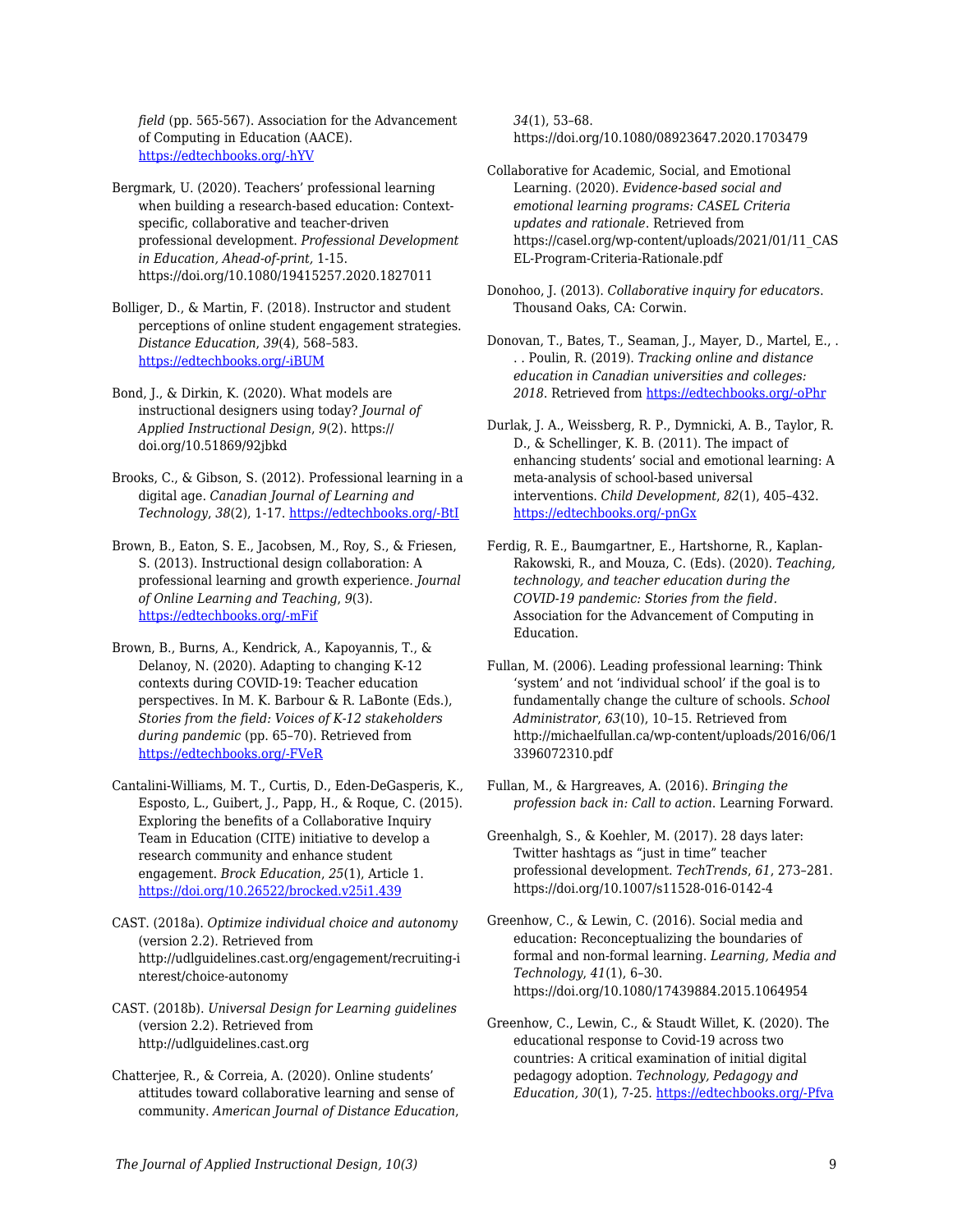*field* (pp. 565-567). Association for the Advancement of Computing in Education (AACE). https://edtechbooks.org/-hYV

Bergmark, U. (2020). Teachers' professional learning when building a research-based education: Context-specific, collaborative and teacher-driven professional development. *Professional Development in Education, Ahead-of-print,* 1-15. https://doi.org/10.1080/19415257.2020.1827011

Bolliger, D., & Martin, F. (2018). Instructor and student perceptions of online student engagement strategies. *Distance Education*, *39*(4), 568–583. https://edtechbooks.org/-iBUM

Bond, J., & Dirkin, K. (2020). What models are instructional designers using today? *Journal of Applied Instructional Design*, *9*(2). https://doi.org/10.51869/92jbkd

Brooks, C., & Gibson, S. (2012). Professional learning in a digital age. *Canadian Journal of Learning and Technology*, *38*(2), 1-17. https://edtechbooks.org/-BtI

Brown, B., Eaton, S. E., Jacobsen, M., Roy, S., & Friesen, S. (2013). Instructional design collaboration: A professional learning and growth experience. *Journal of Online Learning and Teaching*, *9*(3). https://edtechbooks.org/-mFif

Brown, B., Burns, A., Kendrick, A., Kapoyannis, T., & Delanoy, N. (2020). Adapting to changing K-12 contexts during COVID-19: Teacher education perspectives. In M. K. Barbour & R. LaBonte (Eds.), *Stories from the field: Voices of K-12 stakeholders during pandemic* (pp. 65–70). Retrieved from https://edtechbooks.org/-FVeR

Cantalini-Williams, M. T., Curtis, D., Eden-DeGasperis, K., Esposto, L., Guibert, J., Papp, H., & Roque, C. (2015). Exploring the benefits of a Collaborative Inquiry Team in Education (CITE) initiative to develop a research community and enhance student engagement. *Brock Education*, *25*(1), Article 1. https://doi.org/10.26522/brocked.v25i1.439

CAST. (2018a). *Optimize individual choice and autonomy* (version 2.2). Retrieved from http://udlguidelines.cast.org/engagement/recruiting-interest/choice-autonomy

CAST. (2018b). *Universal Design for Learning guidelines* (version 2.2). Retrieved from http://udlguidelines.cast.org

Chatterjee, R., & Correia, A. (2020). Online students' attitudes toward collaborative learning and sense of community. *American Journal of Distance Education*, *34*(1), 53–68. https://doi.org/10.1080/08923647.2020.1703479

Collaborative for Academic, Social, and Emotional Learning. (2020). *Evidence-based social and emotional learning programs: CASEL Criteria updates and rationale*. Retrieved from https://casel.org/wp-content/uploads/2021/01/11_CASEL-Program-Criteria-Rationale.pdf

Donohoo, J. (2013). *Collaborative inquiry for educators*. Thousand Oaks, CA: Corwin.

Donovan, T., Bates, T., Seaman, J., Mayer, D., Martel, E., . . . Poulin, R. (2019). *Tracking online and distance education in Canadian universities and colleges: 2018*. Retrieved from https://edtechbooks.org/-oPhr

Durlak, J. A., Weissberg, R. P., Dymnicki, A. B., Taylor, R. D., & Schellinger, K. B. (2011). The impact of enhancing students' social and emotional learning: A meta-analysis of school-based universal interventions. *Child Development*, *82*(1), 405–432. https://edtechbooks.org/-pnGx

Ferdig, R. E., Baumgartner, E., Hartshorne, R., Kaplan-Rakowski, R., and Mouza, C. (Eds). (2020). *Teaching, technology, and teacher education during the COVID-19 pandemic: Stories from the field.* Association for the Advancement of Computing in Education.

Fullan, M. (2006). Leading professional learning: Think 'system' and not 'individual school' if the goal is to fundamentally change the culture of schools. *School Administrator*, *63*(10), 10–15. Retrieved from http://michaelfullan.ca/wp-content/uploads/2016/06/13396072310.pdf

Fullan, M., & Hargreaves, A. (2016). *Bringing the profession back in: Call to action*. Learning Forward.

Greenhalgh, S., & Koehler, M. (2017). 28 days later: Twitter hashtags as "just in time" teacher professional development. *TechTrends*, *61*, 273–281. https://doi.org/10.1007/s11528-016-0142-4

Greenhow, C., & Lewin, C. (2016). Social media and education: Reconceptualizing the boundaries of formal and non-formal learning. *Learning, Media and Technology*, *41*(1), 6–30. https://doi.org/10.1080/17439884.2015.1064954

Greenhow, C., Lewin, C., & Staudt Willet, K. (2020). The educational response to Covid-19 across two countries: A critical examination of initial digital pedagogy adoption. *Technology, Pedagogy and Education, 30*(1), 7-25. https://edtechbooks.org/-Pfva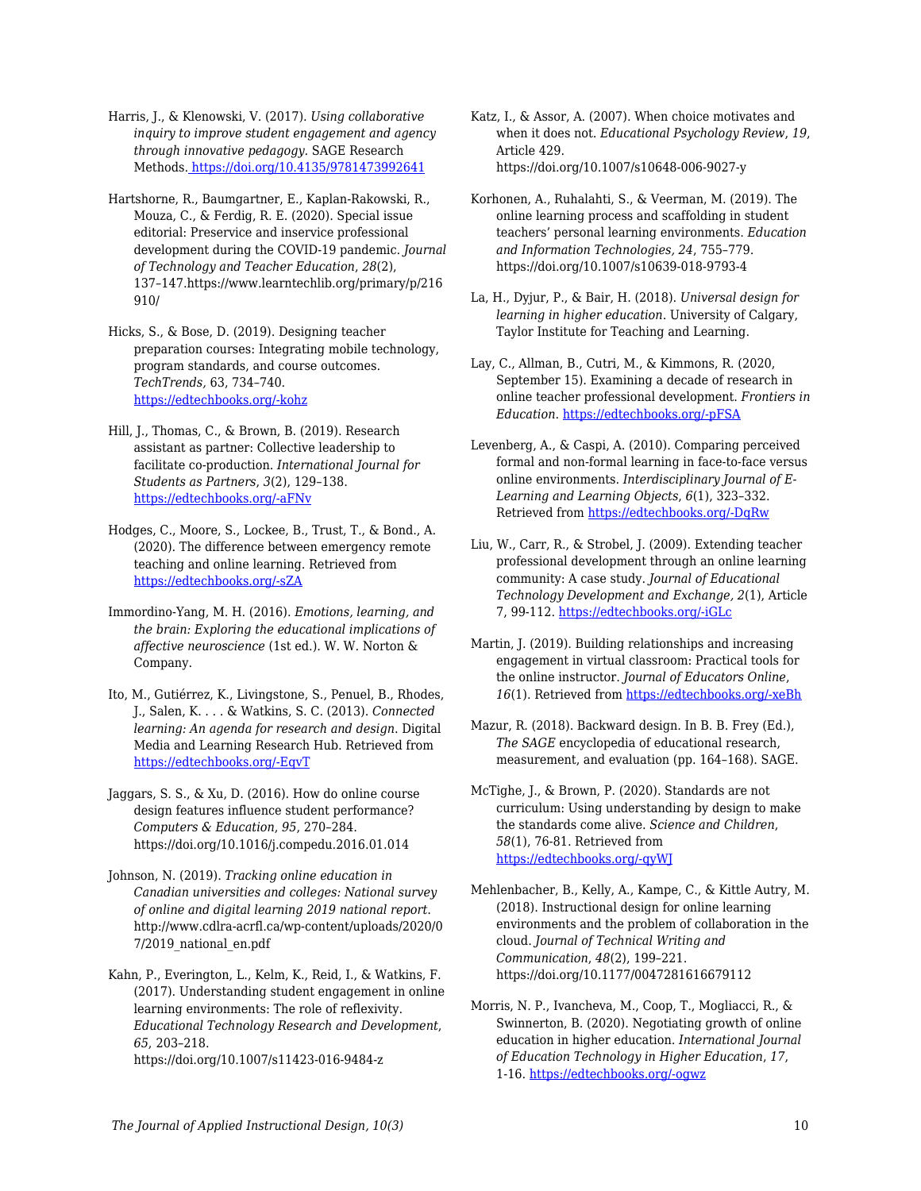Harris, J., & Klenowski, V. (2017). *Using collaborative inquiry to improve student engagement and agency through innovative pedagogy.* SAGE Research Methods. https://doi.org/10.4135/9781473992641

Hartshorne, R., Baumgartner, E., Kaplan-Rakowski, R., Mouza, C., & Ferdig, R. E. (2020). Special issue editorial: Preservice and inservice professional development during the COVID-19 pandemic. *Journal of Technology and Teacher Education*, *28*(2), 137–147.https://www.learntechlib.org/primary/p/216910/

Hicks, S., & Bose, D. (2019). Designing teacher preparation courses: Integrating mobile technology, program standards, and course outcomes. *TechTrends,* 63, 734–740. https://edtechbooks.org/-kohz

Hill, J., Thomas, C., & Brown, B. (2019). Research assistant as partner: Collective leadership to facilitate co-production. *International Journal for Students as Partners*, *3*(2), 129–138. https://edtechbooks.org/-aFNv

Hodges, C., Moore, S., Lockee, B., Trust, T., & Bond., A. (2020). The difference between emergency remote teaching and online learning. Retrieved from https://edtechbooks.org/-sZA

Immordino-Yang, M. H. (2016). *Emotions, learning, and the brain: Exploring the educational implications of affective neuroscience* (1st ed.). W. W. Norton & Company.

Ito, M., Gutiérrez, K., Livingstone, S., Penuel, B., Rhodes, J., Salen, K. . . . & Watkins, S. C. (2013). *Connected learning: An agenda for research and design.* Digital Media and Learning Research Hub. Retrieved from https://edtechbooks.org/-EqvT

Jaggars, S. S., & Xu, D. (2016). How do online course design features influence student performance? *Computers & Education*, *95*, 270–284. https://doi.org/10.1016/j.compedu.2016.01.014

Johnson, N. (2019). *Tracking online education in Canadian universities and colleges: National survey of online and digital learning 2019 national report.* http://www.cdlra-acrfl.ca/wp-content/uploads/2020/07/2019_national_en.pdf

Kahn, P., Everington, L., Kelm, K., Reid, I., & Watkins, F. (2017). Understanding student engagement in online learning environments: The role of reflexivity. *Educational Technology Research and Development*, *65*, 203–218. https://doi.org/10.1007/s11423-016-9484-z

Katz, I., & Assor, A. (2007). When choice motivates and when it does not. *Educational Psychology Review*, *19*, Article 429. https://doi.org/10.1007/s10648-006-9027-y

Korhonen, A., Ruhalahti, S., & Veerman, M. (2019). The online learning process and scaffolding in student teachers' personal learning environments. *Education and Information Technologies, 24*, 755–779. https://doi.org/10.1007/s10639-018-9793-4

La, H., Dyjur, P., & Bair, H. (2018). *Universal design for learning in higher education*. University of Calgary, Taylor Institute for Teaching and Learning.

Lay, C., Allman, B., Cutri, M., & Kimmons, R. (2020, September 15). Examining a decade of research in online teacher professional development. *Frontiers in Education*. https://edtechbooks.org/-pFSA

Levenberg, A., & Caspi, A. (2010). Comparing perceived formal and non-formal learning in face-to-face versus online environments. *Interdisciplinary Journal of E-Learning and Learning Objects*, *6*(1), 323–332. Retrieved from https://edtechbooks.org/-DqRw

Liu, W., Carr, R., & Strobel, J. (2009). Extending teacher professional development through an online learning community: A case study. *Journal of Educational Technology Development and Exchange, 2*(1), Article 7, 99-112. https://edtechbooks.org/-iGLc

Martin, J. (2019). Building relationships and increasing engagement in virtual classroom: Practical tools for the online instructor. *Journal of Educators Online*, *16*(1). Retrieved from https://edtechbooks.org/-xeBh

Mazur, R. (2018). Backward design. In B. B. Frey (Ed.), *The SAGE* encyclopedia of educational research, measurement, and evaluation (pp. 164–168). SAGE.

McTighe, J., & Brown, P. (2020). Standards are not curriculum: Using understanding by design to make the standards come alive. *Science and Children*, *58*(1), 76-81. Retrieved from https://edtechbooks.org/-qyWJ

Mehlenbacher, B., Kelly, A., Kampe, C., & Kittle Autry, M. (2018). Instructional design for online learning environments and the problem of collaboration in the cloud. *Journal of Technical Writing and Communication*, *48*(2), 199–221. https://doi.org/10.1177/0047281616679112

Morris, N. P., Ivancheva, M., Coop, T., Mogliacci, R., & Swinnerton, B. (2020). Negotiating growth of online education in higher education. *International Journal of Education Technology in Higher Education*, *17*, 1-16. https://edtechbooks.org/-ogwz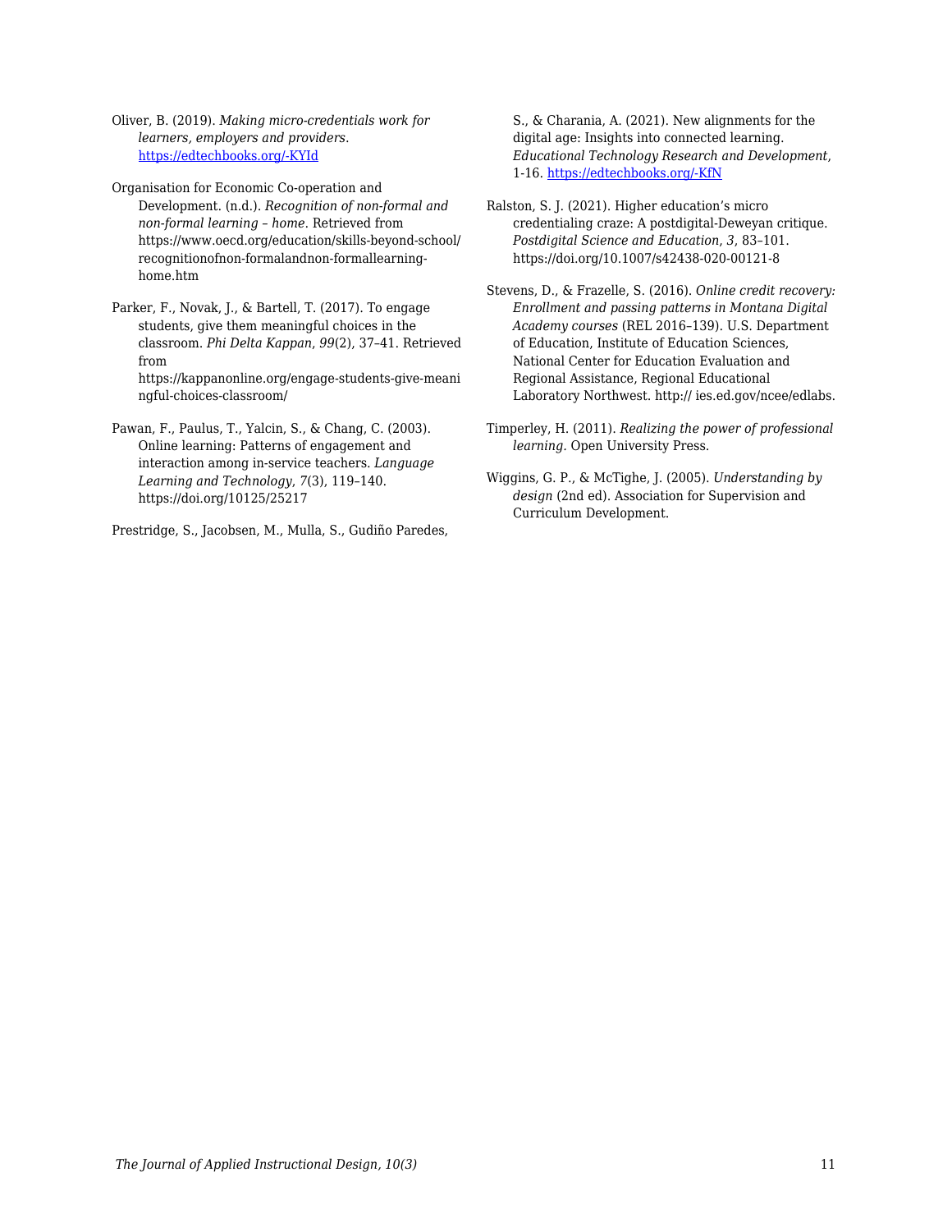Oliver, B. (2019). *Making micro-credentials work for learners, employers and providers*. https://edtechbooks.org/-KYId

Organisation for Economic Co-operation and Development. (n.d.). *Recognition of non-formal and non-formal learning – home*. Retrieved from https://www.oecd.org/education/skills-beyond-school/recognitionofnon-formalandnon-formallearning-home.htm

Parker, F., Novak, J., & Bartell, T. (2017). To engage students, give them meaningful choices in the classroom. *Phi Delta Kappan*, *99*(2), 37–41. Retrieved from https://kappanonline.org/engage-students-give-meaningful-choices-classroom/

Pawan, F., Paulus, T., Yalcin, S., & Chang, C. (2003). Online learning: Patterns of engagement and interaction among in-service teachers. *Language Learning and Technology*, *7*(3), 119–140. https://doi.org/10125/25217

Prestridge, S., Jacobsen, M., Mulla, S., Gudiño Paredes, S., & Charania, A. (2021). New alignments for the digital age: Insights into connected learning. *Educational Technology Research and Development*, 1-16. https://edtechbooks.org/-KfN

Ralston, S. J. (2021). Higher education's micro credentialing craze: A postdigital-Deweyan critique. *Postdigital Science and Education*, *3*, 83–101. https://doi.org/10.1007/s42438-020-00121-8

Stevens, D., & Frazelle, S. (2016). *Online credit recovery: Enrollment and passing patterns in Montana Digital Academy courses* (REL 2016–139). U.S. Department of Education, Institute of Education Sciences, National Center for Education Evaluation and Regional Assistance, Regional Educational Laboratory Northwest. http:// ies.ed.gov/ncee/edlabs.

Timperley, H. (2011). *Realizing the power of professional learning.* Open University Press.

Wiggins, G. P., & McTighe, J. (2005). *Understanding by design* (2nd ed). Association for Supervision and Curriculum Development.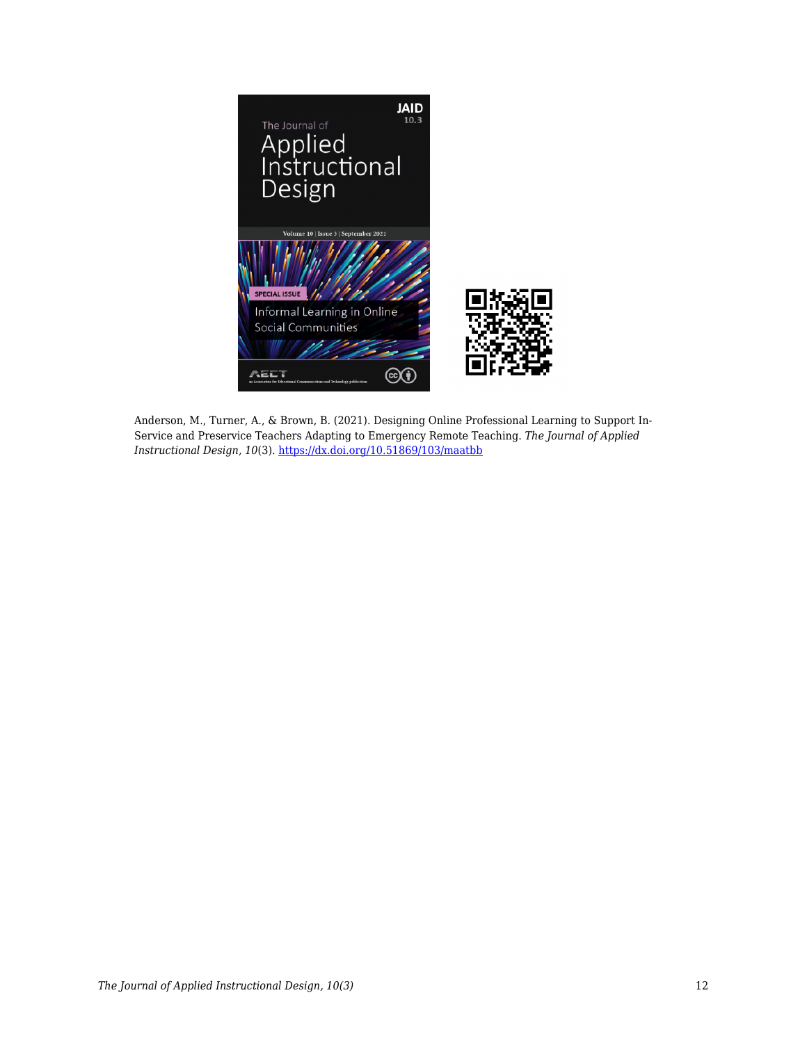Anderson, M., Turner, A., & Brown, B. (2021). Designing Online Professional Learning to Support In-Service and Preservice Teachers Adapting to Emergency Remote Teaching. *The Journal of Applied Instructional Design, 10*(3). [https://dx.doi.org/10.51869/103/maatbb](https://dx.doi.org/10.51869/103/maatbb)